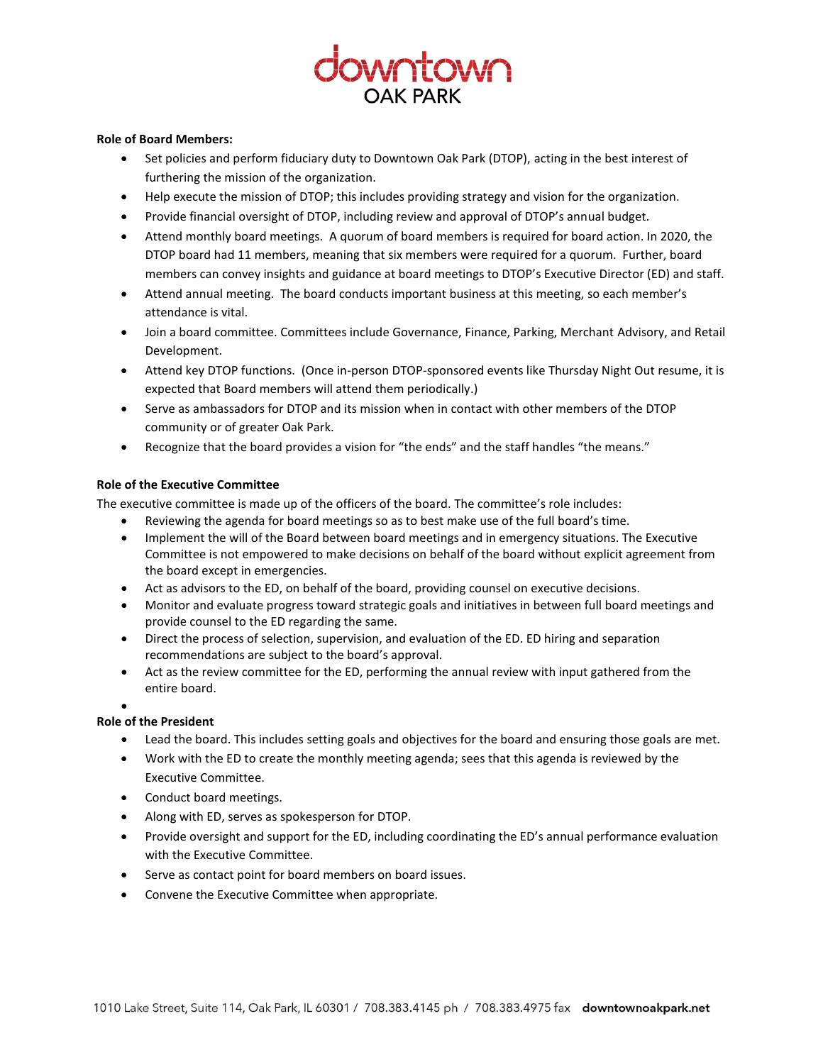downtown
OAK PARK

**Role of Board Members:**

- Set policies and perform fiduciary duty to Downtown Oak Park (DTOP), acting in the best interest of furthering the mission of the organization.
- Help execute the mission of DTOP; this includes providing strategy and vision for the organization.
- Provide financial oversight of DTOP, including review and approval of DTOP's annual budget.
- Attend monthly board meetings. A quorum of board members is required for board action. In 2020, the DTOP board had 11 members, meaning that six members were required for a quorum. Further, board members can convey insights and guidance at board meetings to DTOP's Executive Director (ED) and staff.
- Attend annual meeting. The board conducts important business at this meeting, so each member's attendance is vital.
- Join a board committee. Committees include Governance, Finance, Parking, Merchant Advisory, and Retail Development.
- Attend key DTOP functions. (Once in-person DTOP-sponsored events like Thursday Night Out resume, it is expected that Board members will attend them periodically.)
- Serve as ambassadors for DTOP and its mission when in contact with other members of the DTOP community or of greater Oak Park.
- Recognize that the board provides a vision for "the ends" and the staff handles "the means."

**Role of the Executive Committee**

The executive committee is made up of the officers of the board. The committee's role includes:

- Reviewing the agenda for board meetings so as to best make use of the full board's time.
- Implement the will of the Board between board meetings and in emergency situations. The Executive Committee is not empowered to make decisions on behalf of the board without explicit agreement from the board except in emergencies.
- Act as advisors to the ED, on behalf of the board, providing counsel on executive decisions.
- Monitor and evaluate progress toward strategic goals and initiatives in between full board meetings and provide counsel to the ED regarding the same.
- Direct the process of selection, supervision, and evaluation of the ED. ED hiring and separation recommendations are subject to the board's approval.
- Act as the review committee for the ED, performing the annual review with input gathered from the entire board.

**Role of the President**

- Lead the board. This includes setting goals and objectives for the board and ensuring those goals are met.
- Work with the ED to create the monthly meeting agenda; sees that this agenda is reviewed by the Executive Committee.
- Conduct board meetings.
- Along with ED, serves as spokesperson for DTOP.
- Provide oversight and support for the ED, including coordinating the ED's annual performance evaluation with the Executive Committee.
- Serve as contact point for board members on board issues.
- Convene the Executive Committee when appropriate.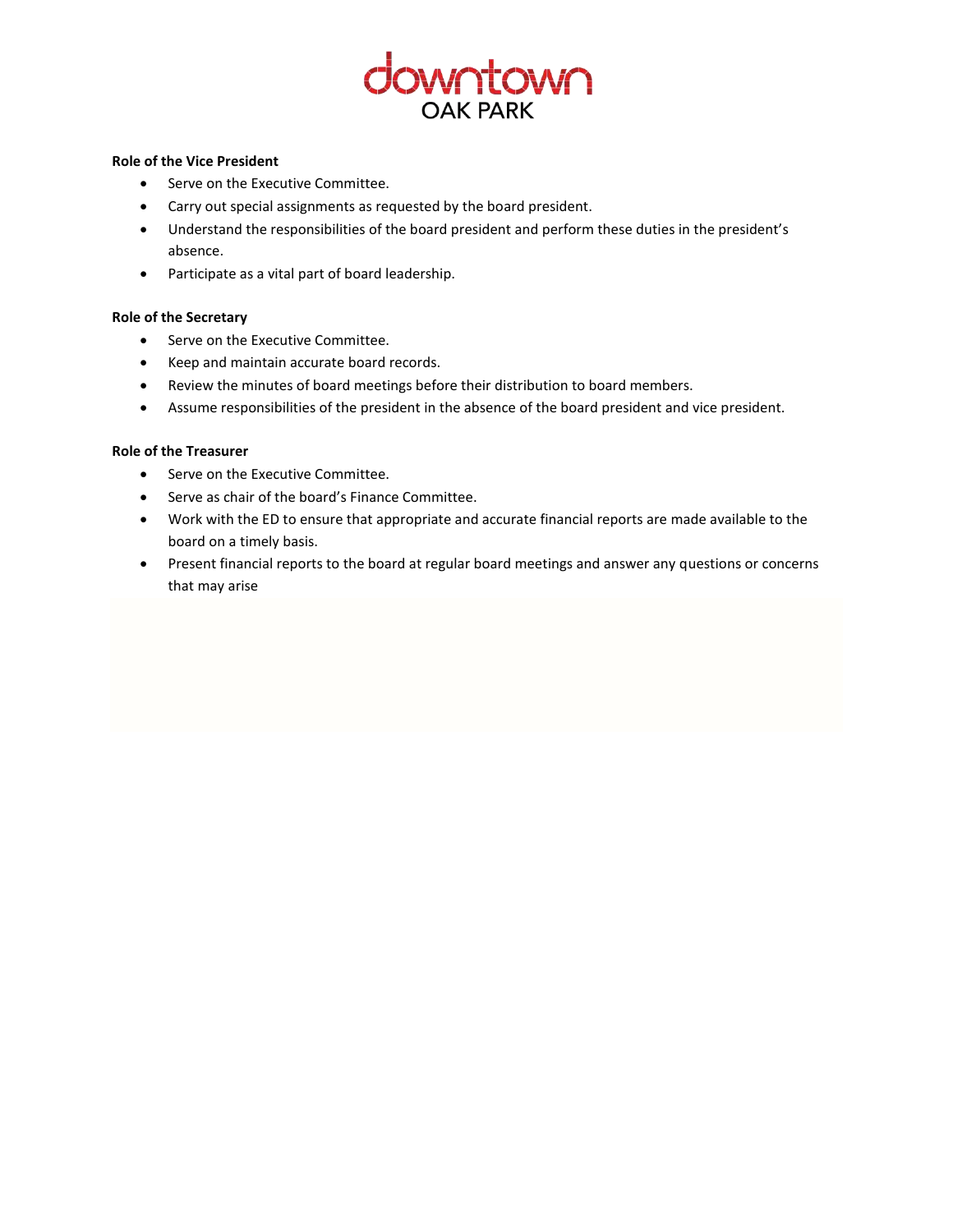**Role of the Vice President**

- Serve on the Executive Committee.
- Carry out special assignments as requested by the board president.
- Understand the responsibilities of the board president and perform these duties in the president's absence.
- Participate as a vital part of board leadership.

**Role of the Secretary**

- Serve on the Executive Committee.
- Keep and maintain accurate board records.
- Review the minutes of board meetings before their distribution to board members.
- Assume responsibilities of the president in the absence of the board president and vice president.

**Role of the Treasurer**

- Serve on the Executive Committee.
- Serve as chair of the board's Finance Committee.
- Work with the ED to ensure that appropriate and accurate financial reports are made available to the board on a timely basis.
- Present financial reports to the board at regular board meetings and answer any questions or concerns that may arise